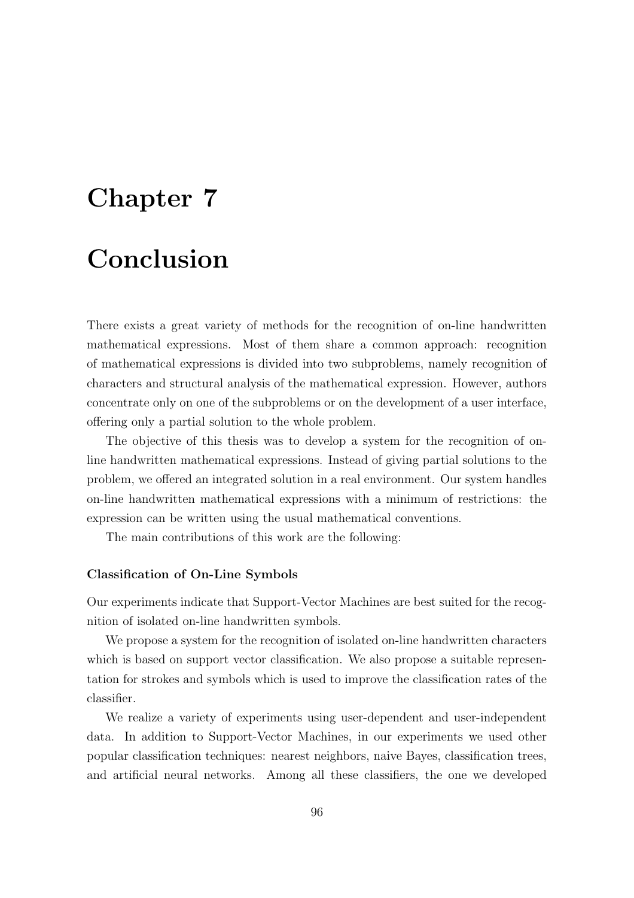# Chapter 7

# Conclusion

There exists a great variety of methods for the recognition of on-line handwritten mathematical expressions. Most of them share a common approach: recognition of mathematical expressions is divided into two subproblems, namely recognition of characters and structural analysis of the mathematical expression. However, authors concentrate only on one of the subproblems or on the development of a user interface, offering only a partial solution to the whole problem.

The objective of this thesis was to develop a system for the recognition of on-line handwritten mathematical expressions. Instead of giving partial solutions to the problem, we offered an integrated solution in a real environment. Our system handles on-line handwritten mathematical expressions with a minimum of restrictions: the expression can be written using the usual mathematical conventions.

The main contributions of this work are the following:

#### Classification of On-Line Symbols

Our experiments indicate that Support-Vector Machines are best suited for the recognition of isolated on-line handwritten symbols.

We propose a system for the recognition of isolated on-line handwritten characters which is based on support vector classification. We also propose a suitable representation for strokes and symbols which is used to improve the classification rates of the classifier.

We realize a variety of experiments using user-dependent and user-independent data. In addition to Support-Vector Machines, in our experiments we used other popular classification techniques: nearest neighbors, naive Bayes, classification trees, and artificial neural networks. Among all these classifiers, the one we developed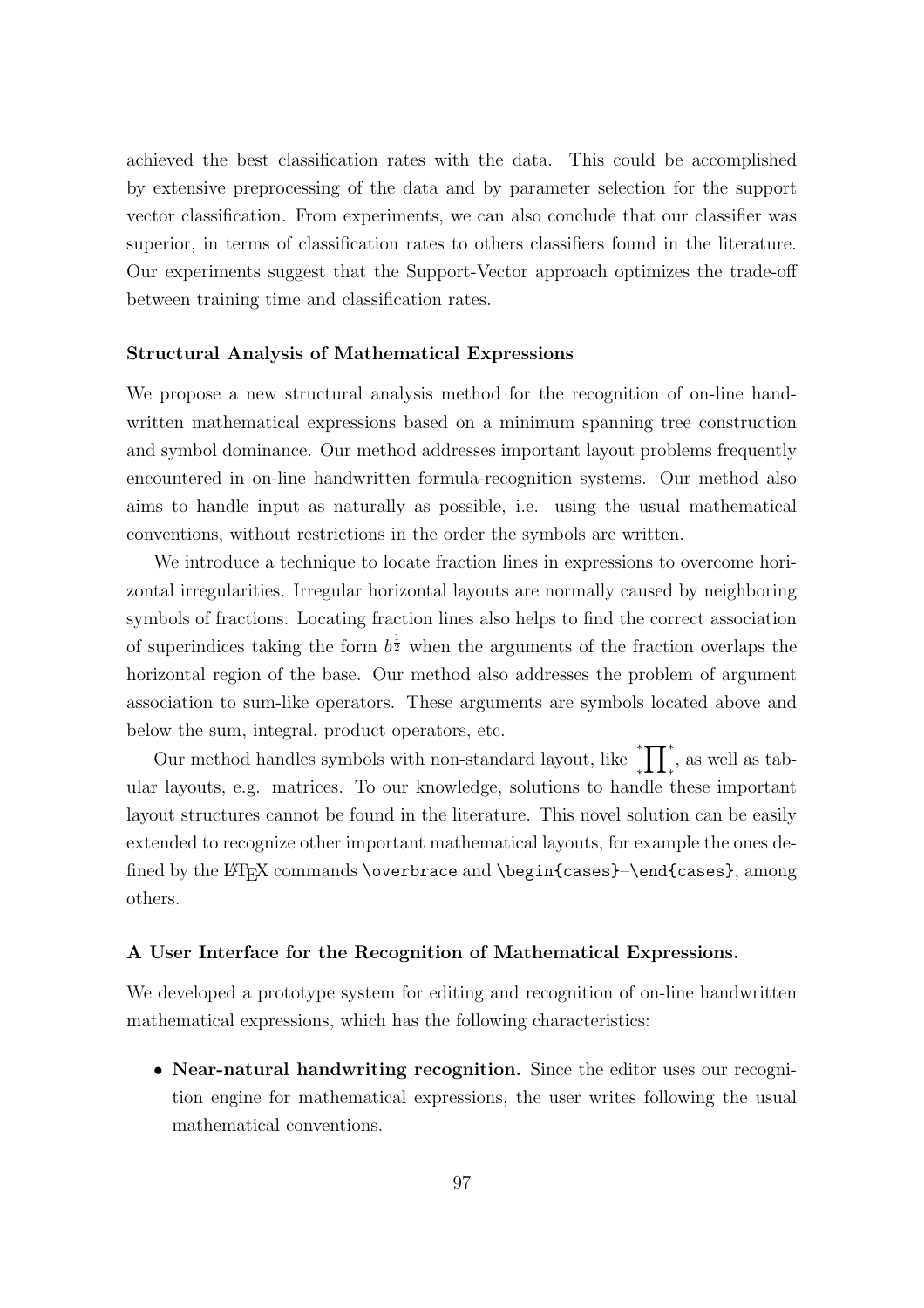achieved the best classification rates with the data. This could be accomplished by extensive preprocessing of the data and by parameter selection for the support vector classification. From experiments, we can also conclude that our classifier was superior, in terms of classification rates to others classifiers found in the literature. Our experiments suggest that the Support-Vector approach optimizes the trade-off between training time and classification rates.

#### Structural Analysis of Mathematical Expressions

We propose a new structural analysis method for the recognition of on-line handwritten mathematical expressions based on a minimum spanning tree construction and symbol dominance. Our method addresses important layout problems frequently encountered in on-line handwritten formula-recognition systems. Our method also aims to handle input as naturally as possible, i.e. using the usual mathematical conventions, without restrictions in the order the symbols are written.

We introduce a technique to locate fraction lines in expressions to overcome horizontal irregularities. Irregular horizontal layouts are normally caused by neighboring symbols of fractions. Locating fraction lines also helps to find the correct association of superindices taking the form $b^{\frac{1}{2}}$ when the arguments of the fraction overlaps the horizontal region of the base. Our method also addresses the problem of argument association to sum-like operators. These arguments are symbols located above and below the sum, integral, product operators, etc.

Our method handles symbols with non-standard layout, like ${}^{*}_{*}\prod^{*}_{*}$, as well as tabular layouts, e.g. matrices. To our knowledge, solutions to handle these important layout structures cannot be found in the literature. This novel solution can be easily extended to recognize other important mathematical layouts, for example the ones defined by the LaTeX commands `\overbrace` and `\begin{cases}`–`\end{cases}`, among others.

#### A User Interface for the Recognition of Mathematical Expressions.

We developed a prototype system for editing and recognition of on-line handwritten mathematical expressions, which has the following characteristics:

- **Near-natural handwriting recognition.** Since the editor uses our recognition engine for mathematical expressions, the user writes following the usual mathematical conventions.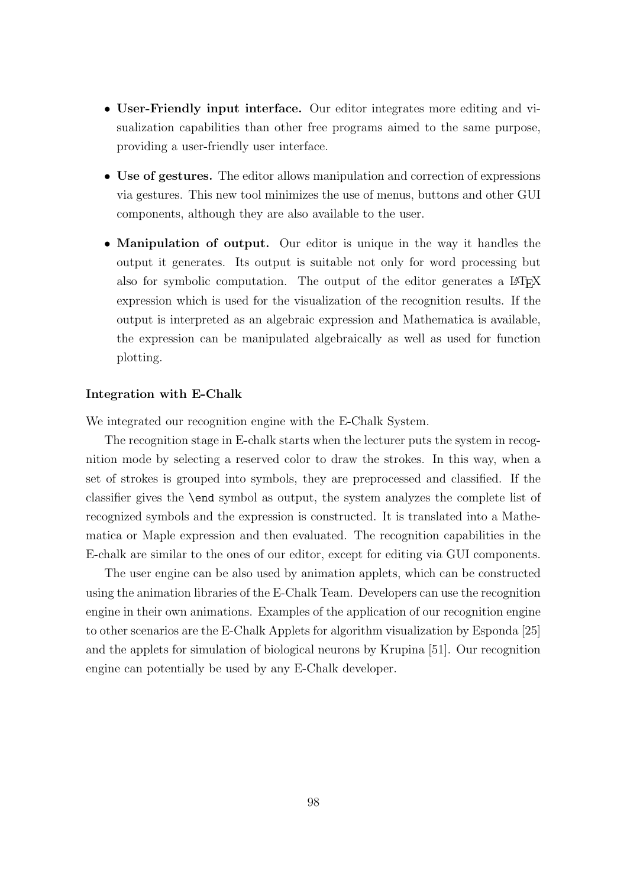- **User-Friendly input interface.** Our editor integrates more editing and visualization capabilities than other free programs aimed to the same purpose, providing a user-friendly user interface.
- **Use of gestures.** The editor allows manipulation and correction of expressions via gestures. This new tool minimizes the use of menus, buttons and other GUI components, although they are also available to the user.
- **Manipulation of output.** Our editor is unique in the way it handles the output it generates. Its output is suitable not only for word processing but also for symbolic computation. The output of the editor generates a LaTeX expression which is used for the visualization of the recognition results. If the output is interpreted as an algebraic expression and Mathematica is available, the expression can be manipulated algebraically as well as used for function plotting.

**Integration with E-Chalk**

We integrated our recognition engine with the E-Chalk System.

The recognition stage in E-chalk starts when the lecturer puts the system in recognition mode by selecting a reserved color to draw the strokes. In this way, when a set of strokes is grouped into symbols, they are preprocessed and classified. If the classifier gives the `\end` symbol as output, the system analyzes the complete list of recognized symbols and the expression is constructed. It is translated into a Mathematica or Maple expression and then evaluated. The recognition capabilities in the E-chalk are similar to the ones of our editor, except for editing via GUI components.

The user engine can be also used by animation applets, which can be constructed using the animation libraries of the E-Chalk Team. Developers can use the recognition engine in their own animations. Examples of the application of our recognition engine to other scenarios are the E-Chalk Applets for algorithm visualization by Esponda [25] and the applets for simulation of biological neurons by Krupina [51]. Our recognition engine can potentially be used by any E-Chalk developer.